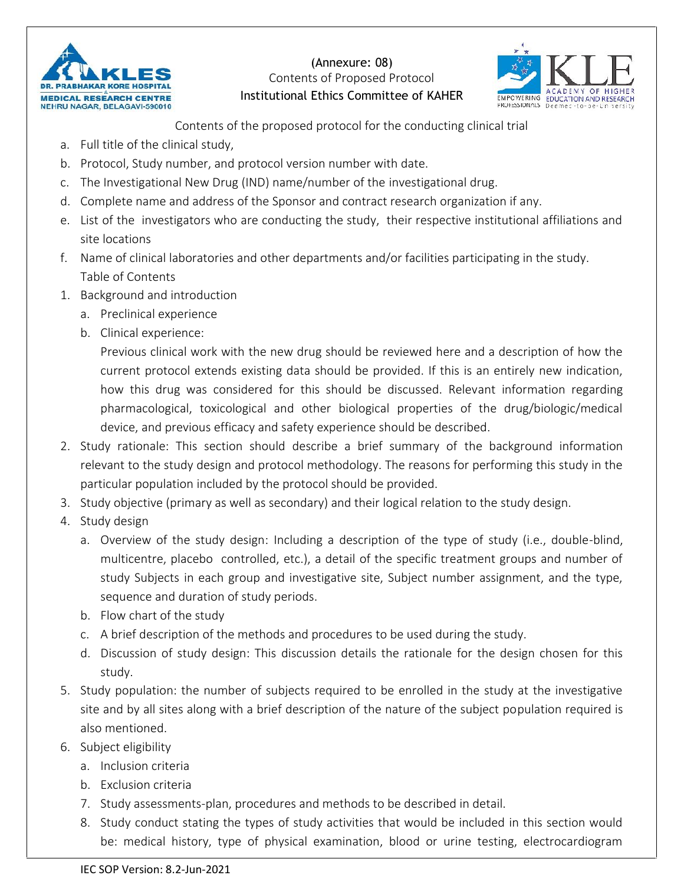(Annexure: 08)
Contents of Proposed Protocol
Institutional Ethics Committee of KAHER

Contents of the proposed protocol for the conducting clinical trial

a. Full title of the clinical study,
b. Protocol, Study number, and protocol version number with date.
c. The Investigational New Drug (IND) name/number of the investigational drug.
d. Complete name and address of the Sponsor and contract research organization if any.
e. List of the investigators who are conducting the study, their respective institutional affiliations and site locations
f. Name of clinical laboratories and other departments and/or facilities participating in the study.

Table of Contents

1. Background and introduction
   a. Preclinical experience
   b. Clinical experience:
      Previous clinical work with the new drug should be reviewed here and a description of how the current protocol extends existing data should be provided. If this is an entirely new indication, how this drug was considered for this should be discussed. Relevant information regarding pharmacological, toxicological and other biological properties of the drug/biologic/medical device, and previous efficacy and safety experience should be described.
2. Study rationale: This section should describe a brief summary of the background information relevant to the study design and protocol methodology. The reasons for performing this study in the particular population included by the protocol should be provided.
3. Study objective (primary as well as secondary) and their logical relation to the study design.
4. Study design
   a. Overview of the study design: Including a description of the type of study (i.e., double-blind, multicentre, placebo controlled, etc.), a detail of the specific treatment groups and number of study Subjects in each group and investigative site, Subject number assignment, and the type, sequence and duration of study periods.
   b. Flow chart of the study
   c. A brief description of the methods and procedures to be used during the study.
   d. Discussion of study design: This discussion details the rationale for the design chosen for this study.
5. Study population: the number of subjects required to be enrolled in the study at the investigative site and by all sites along with a brief description of the nature of the subject population required is also mentioned.
6. Subject eligibility
   a. Inclusion criteria
   b. Exclusion criteria
   7. Study assessments-plan, procedures and methods to be described in detail.
   8. Study conduct stating the types of study activities that would be included in this section would be: medical history, type of physical examination, blood or urine testing, electrocardiogram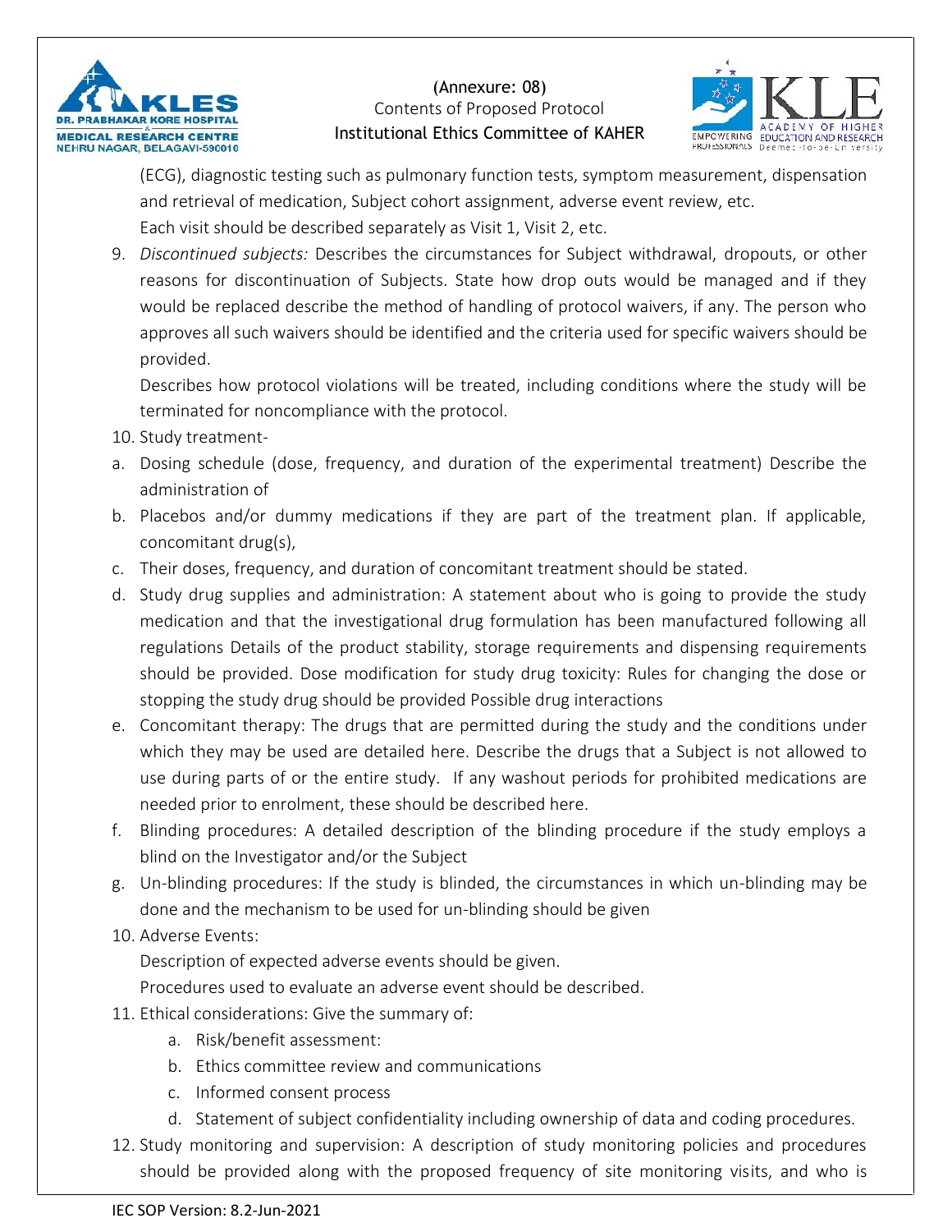(ECG), diagnostic testing such as pulmonary function tests, symptom measurement, dispensation and retrieval of medication, Subject cohort assignment, adverse event review, etc.

Each visit should be described separately as Visit 1, Visit 2, etc.

9. *Discontinued subjects:* Describes the circumstances for Subject withdrawal, dropouts, or other reasons for discontinuation of Subjects. State how drop outs would be managed and if they would be replaced describe the method of handling of protocol waivers, if any. The person who approves all such waivers should be identified and the criteria used for specific waivers should be provided.

   Describes how protocol violations will be treated, including conditions where the study will be terminated for noncompliance with the protocol.

10. Study treatment-

a. Dosing schedule (dose, frequency, and duration of the experimental treatment) Describe the administration of
b. Placebos and/or dummy medications if they are part of the treatment plan. If applicable, concomitant drug(s),
c. Their doses, frequency, and duration of concomitant treatment should be stated.
d. Study drug supplies and administration: A statement about who is going to provide the study medication and that the investigational drug formulation has been manufactured following all regulations Details of the product stability, storage requirements and dispensing requirements should be provided. Dose modification for study drug toxicity: Rules for changing the dose or stopping the study drug should be provided Possible drug interactions
e. Concomitant therapy: The drugs that are permitted during the study and the conditions under which they may be used are detailed here. Describe the drugs that a Subject is not allowed to use during parts of or the entire study. If any washout periods for prohibited medications are needed prior to enrolment, these should be described here.
f. Blinding procedures: A detailed description of the blinding procedure if the study employs a blind on the Investigator and/or the Subject
g. Un-blinding procedures: If the study is blinded, the circumstances in which un-blinding may be done and the mechanism to be used for un-blinding should be given

10. Adverse Events:

    Description of expected adverse events should be given.

    Procedures used to evaluate an adverse event should be described.

11. Ethical considerations: Give the summary of:
    a. Risk/benefit assessment:
    b. Ethics committee review and communications
    c. Informed consent process
    d. Statement of subject confidentiality including ownership of data and coding procedures.
12. Study monitoring and supervision: A description of study monitoring policies and procedures should be provided along with the proposed frequency of site monitoring visits, and who is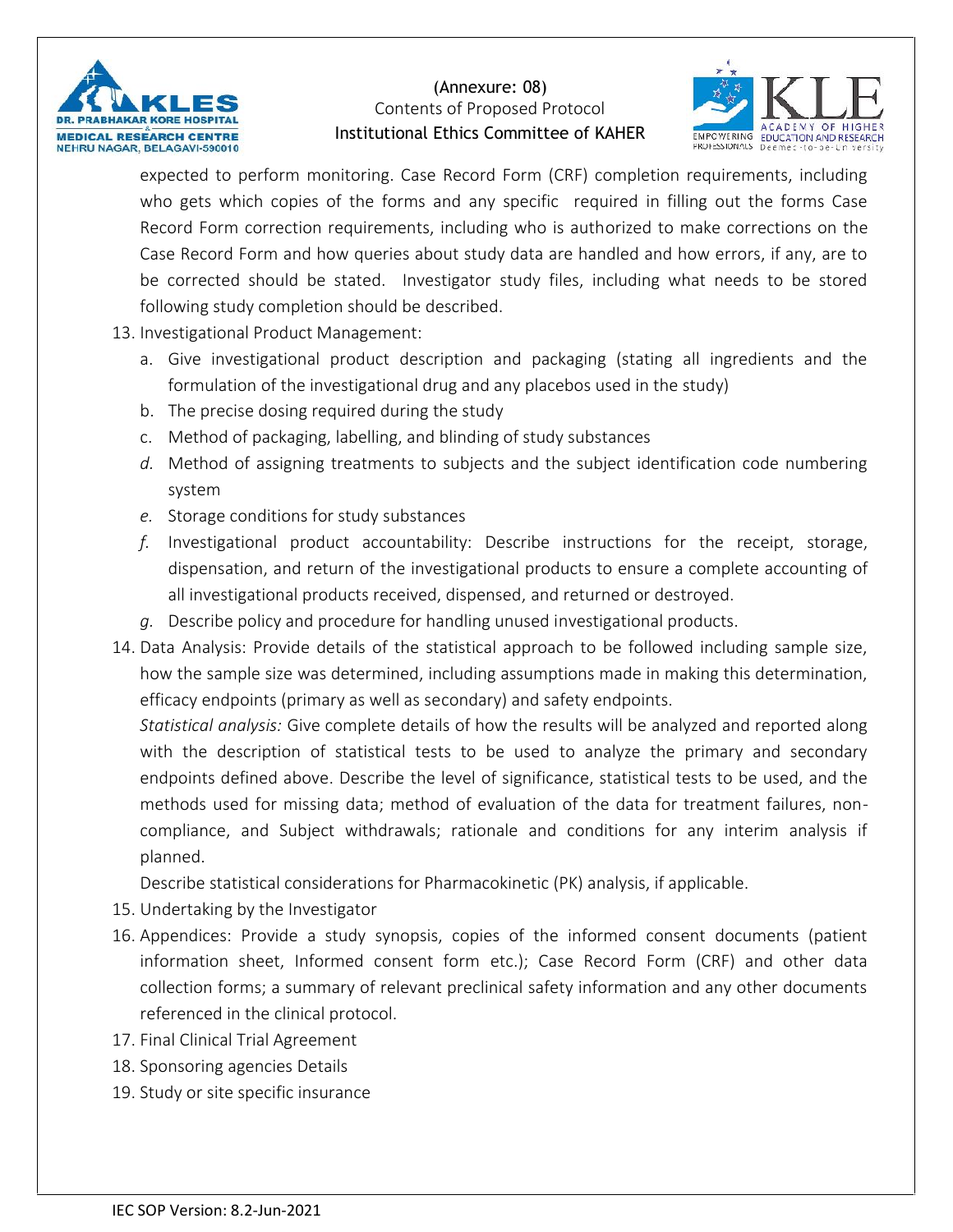expected to perform monitoring. Case Record Form (CRF) completion requirements, including who gets which copies of the forms and any specific required in filling out the forms Case Record Form correction requirements, including who is authorized to make corrections on the Case Record Form and how queries about study data are handled and how errors, if any, are to be corrected should be stated. Investigator study files, including what needs to be stored following study completion should be described.

13. Investigational Product Management:
    a. Give investigational product description and packaging (stating all ingredients and the formulation of the investigational drug and any placebos used in the study)
    b. The precise dosing required during the study
    c. Method of packaging, labelling, and blinding of study substances
    *d.* Method of assigning treatments to subjects and the subject identification code numbering system
    *e.* Storage conditions for study substances
    *f.* Investigational product accountability: Describe instructions for the receipt, storage, dispensation, and return of the investigational products to ensure a complete accounting of all investigational products received, dispensed, and returned or destroyed.
    *g.* Describe policy and procedure for handling unused investigational products.
14. Data Analysis: Provide details of the statistical approach to be followed including sample size, how the sample size was determined, including assumptions made in making this determination, efficacy endpoints (primary as well as secondary) and safety endpoints.

    *Statistical analysis:* Give complete details of how the results will be analyzed and reported along with the description of statistical tests to be used to analyze the primary and secondary endpoints defined above. Describe the level of significance, statistical tests to be used, and the methods used for missing data; method of evaluation of the data for treatment failures, non-compliance, and Subject withdrawals; rationale and conditions for any interim analysis if planned.

    Describe statistical considerations for Pharmacokinetic (PK) analysis, if applicable.
15. Undertaking by the Investigator
16. Appendices: Provide a study synopsis, copies of the informed consent documents (patient information sheet, Informed consent form etc.); Case Record Form (CRF) and other data collection forms; a summary of relevant preclinical safety information and any other documents referenced in the clinical protocol.
17. Final Clinical Trial Agreement
18. Sponsoring agencies Details
19. Study or site specific insurance